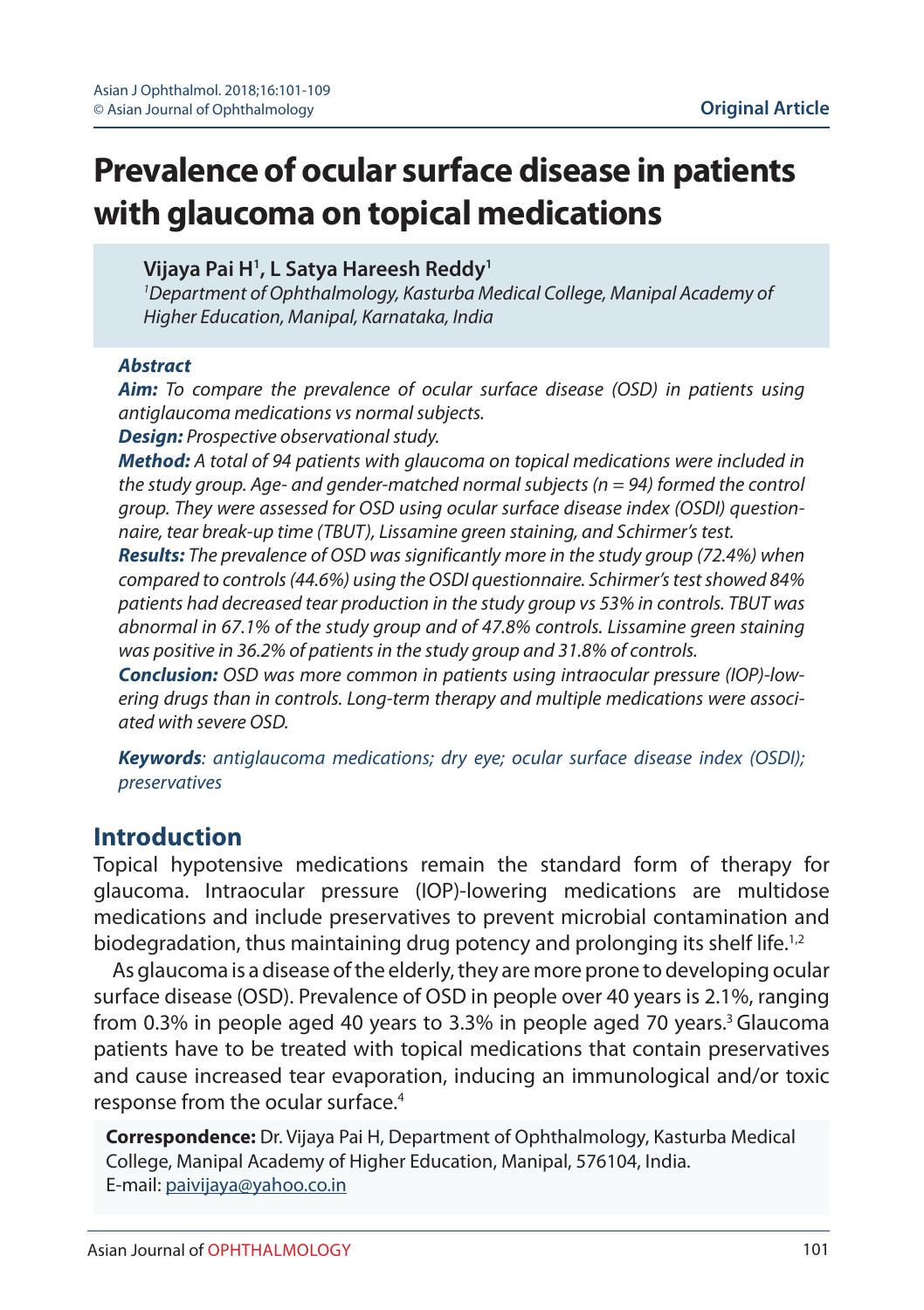# Prevalence of ocular surface disease in patients with glaucoma on topical medications

**Vijaya Pai H[1], L Satya Hareesh Reddy[1]**

[1]*Department of Ophthalmology, Kasturba Medical College, Manipal Academy of Higher Education, Manipal, Karnataka, India*

***Abstract***

***Aim:*** *To compare the prevalence of ocular surface disease (OSD) in patients using antiglaucoma medications vs normal subjects.*

***Design:*** *Prospective observational study.*

***Method:*** *A total of 94 patients with glaucoma on topical medications were included in the study group. Age- and gender-matched normal subjects (n = 94) formed the control group. They were assessed for OSD using ocular surface disease index (OSDI) questionnaire, tear break-up time (TBUT), Lissamine green staining, and Schirmer's test.*

***Results:*** *The prevalence of OSD was significantly more in the study group (72.4%) when compared to controls (44.6%) using the OSDI questionnaire. Schirmer's test showed 84% patients had decreased tear production in the study group vs 53% in controls. TBUT was abnormal in 67.1% of the study group and of 47.8% controls. Lissamine green staining was positive in 36.2% of patients in the study group and 31.8% of controls.*

***Conclusion:*** *OSD was more common in patients using intraocular pressure (IOP)-lowering drugs than in controls. Long-term therapy and multiple medications were associated with severe OSD.*

***Keywords****: antiglaucoma medications; dry eye; ocular surface disease index (OSDI); preservatives*

## Introduction

Topical hypotensive medications remain the standard form of therapy for glaucoma. Intraocular pressure (IOP)-lowering medications are multidose medications and include preservatives to prevent microbial contamination and biodegradation, thus maintaining drug potency and prolonging its shelf life.[1,2]

As glaucoma is a disease of the elderly, they are more prone to developing ocular surface disease (OSD). Prevalence of OSD in people over 40 years is 2.1%, ranging from 0.3% in people aged 40 years to 3.3% in people aged 70 years.[3] Glaucoma patients have to be treated with topical medications that contain preservatives and cause increased tear evaporation, inducing an immunological and/or toxic response from the ocular surface.[4]

**Correspondence:** Dr. Vijaya Pai H, Department of Ophthalmology, Kasturba Medical College, Manipal Academy of Higher Education, Manipal, 576104, India.
E-mail: paivijaya@yahoo.co.in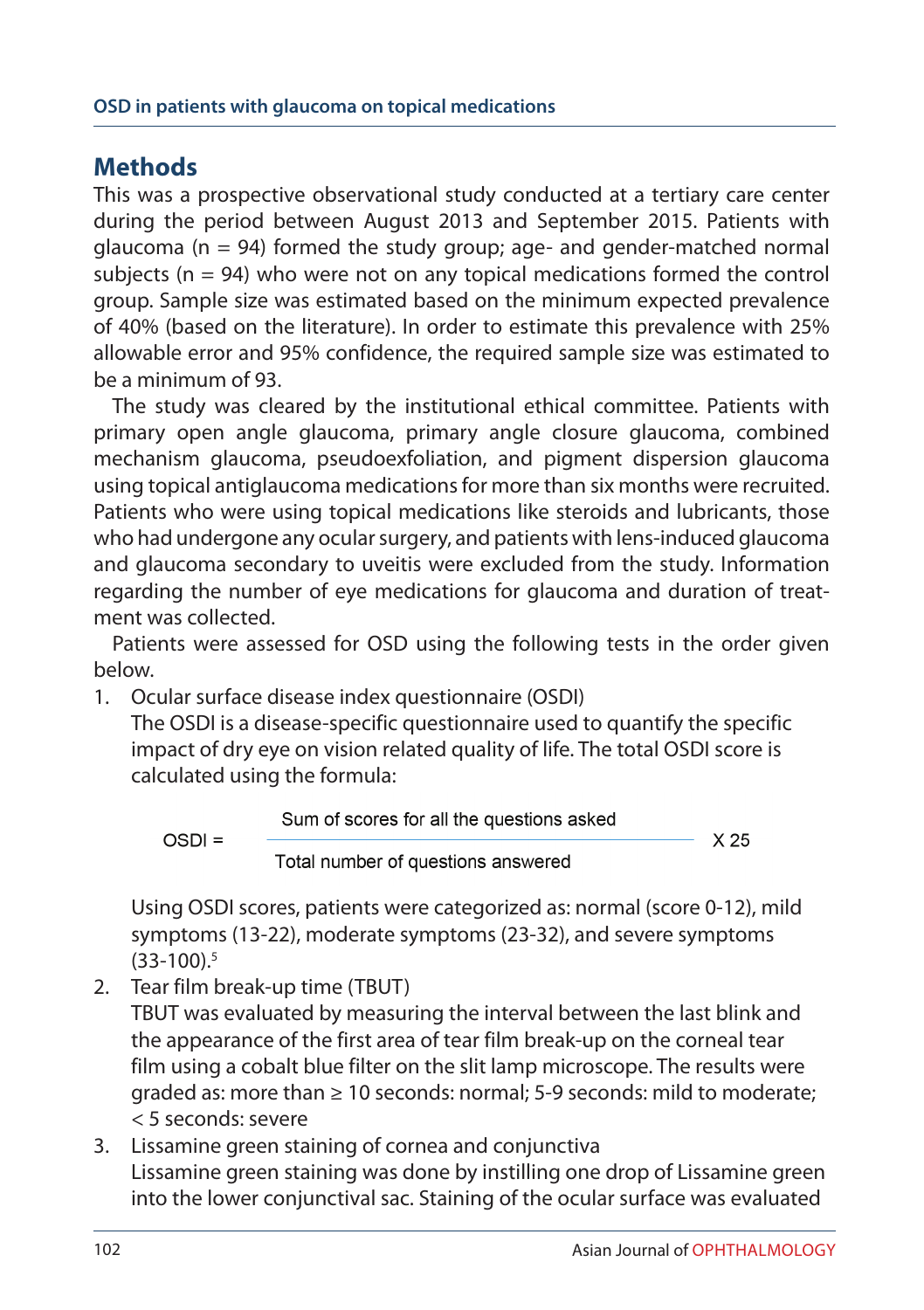## Methods

This was a prospective observational study conducted at a tertiary care center during the period between August 2013 and September 2015. Patients with glaucoma (n = 94) formed the study group; age- and gender-matched normal subjects (n = 94) who were not on any topical medications formed the control group. Sample size was estimated based on the minimum expected prevalence of 40% (based on the literature). In order to estimate this prevalence with 25% allowable error and 95% confidence, the required sample size was estimated to be a minimum of 93.

The study was cleared by the institutional ethical committee. Patients with primary open angle glaucoma, primary angle closure glaucoma, combined mechanism glaucoma, pseudoexfoliation, and pigment dispersion glaucoma using topical antiglaucoma medications for more than six months were recruited. Patients who were using topical medications like steroids and lubricants, those who had undergone any ocular surgery, and patients with lens-induced glaucoma and glaucoma secondary to uveitis were excluded from the study. Information regarding the number of eye medications for glaucoma and duration of treatment was collected.

Patients were assessed for OSD using the following tests in the order given below.

1. Ocular surface disease index questionnaire (OSDI)
   The OSDI is a disease-specific questionnaire used to quantify the specific impact of dry eye on vision related quality of life. The total OSDI score is calculated using the formula:

   $$\text{OSDI} = \frac{\text{Sum of scores for all the questions asked}}{\text{Total number of questions answered}} \times 25$$

   Using OSDI scores, patients were categorized as: normal (score 0-12), mild symptoms (13-22), moderate symptoms (23-32), and severe symptoms (33-100).[5]

2. Tear film break-up time (TBUT)
   TBUT was evaluated by measuring the interval between the last blink and the appearance of the first area of tear film break-up on the corneal tear film using a cobalt blue filter on the slit lamp microscope. The results were graded as: more than ≥ 10 seconds: normal; 5-9 seconds: mild to moderate; < 5 seconds: severe

3. Lissamine green staining of cornea and conjunctiva
   Lissamine green staining was done by instilling one drop of Lissamine green into the lower conjunctival sac. Staining of the ocular surface was evaluated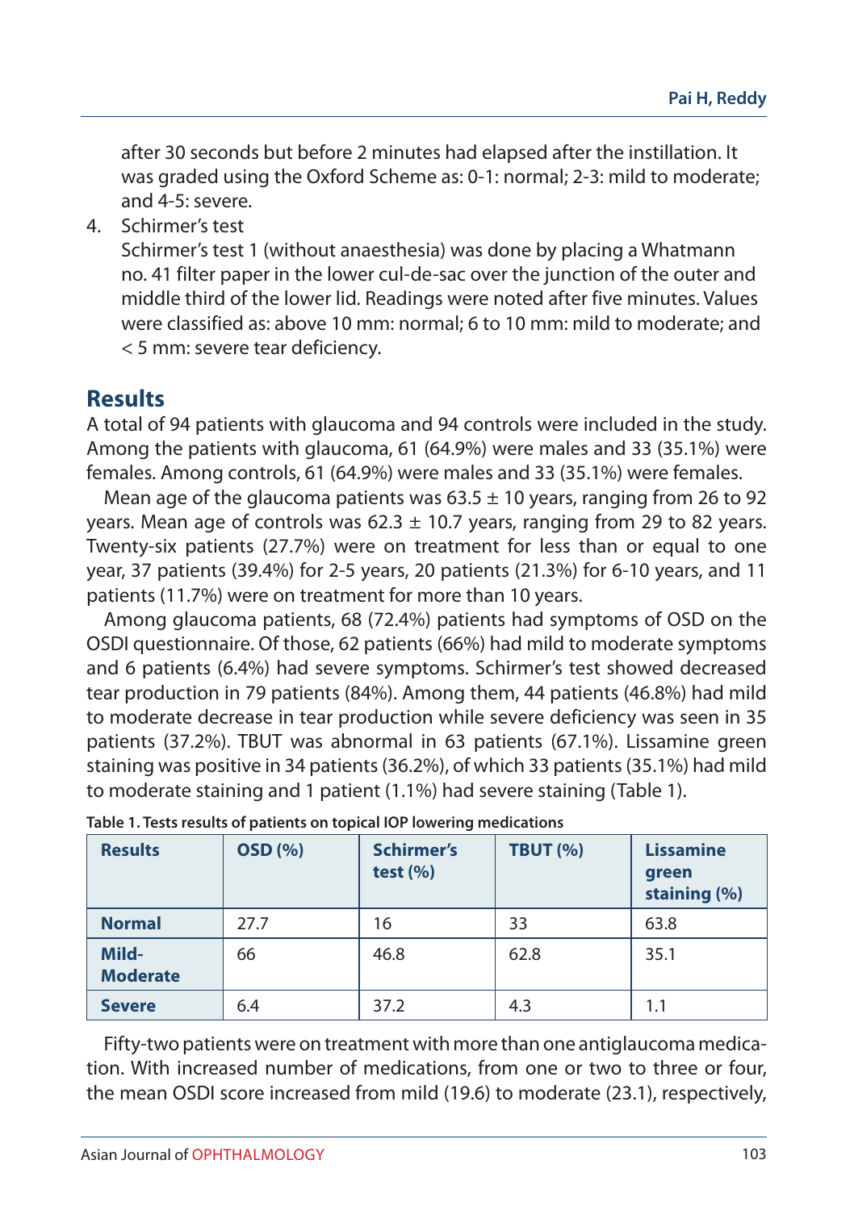after 30 seconds but before 2 minutes had elapsed after the instillation. It was graded using the Oxford Scheme as: 0-1: normal; 2-3: mild to moderate; and 4-5: severe.

4. Schirmer's test

   Schirmer's test 1 (without anaesthesia) was done by placing a Whatmann no. 41 filter paper in the lower cul-de-sac over the junction of the outer and middle third of the lower lid. Readings were noted after five minutes. Values were classified as: above 10 mm: normal; 6 to 10 mm: mild to moderate; and < 5 mm: severe tear deficiency.

## Results

A total of 94 patients with glaucoma and 94 controls were included in the study. Among the patients with glaucoma, 61 (64.9%) were males and 33 (35.1%) were females. Among controls, 61 (64.9%) were males and 33 (35.1%) were females.

Mean age of the glaucoma patients was 63.5 ± 10 years, ranging from 26 to 92 years. Mean age of controls was 62.3 ± 10.7 years, ranging from 29 to 82 years. Twenty-six patients (27.7%) were on treatment for less than or equal to one year, 37 patients (39.4%) for 2-5 years, 20 patients (21.3%) for 6-10 years, and 11 patients (11.7%) were on treatment for more than 10 years.

Among glaucoma patients, 68 (72.4%) patients had symptoms of OSD on the OSDI questionnaire. Of those, 62 patients (66%) had mild to moderate symptoms and 6 patients (6.4%) had severe symptoms. Schirmer's test showed decreased tear production in 79 patients (84%). Among them, 44 patients (46.8%) had mild to moderate decrease in tear production while severe deficiency was seen in 35 patients (37.2%). TBUT was abnormal in 63 patients (67.1%). Lissamine green staining was positive in 34 patients (36.2%), of which 33 patients (35.1%) had mild to moderate staining and 1 patient (1.1%) had severe staining (Table 1).

**Table 1. Tests results of patients on topical IOP lowering medications**

| Results | OSD (%) | Schirmer's test (%) | TBUT (%) | Lissamine green staining (%) |
|---|---|---|---|---|
| **Normal** | 27.7 | 16 | 33 | 63.8 |
| **Mild-Moderate** | 66 | 46.8 | 62.8 | 35.1 |
| **Severe** | 6.4 | 37.2 | 4.3 | 1.1 |

Fifty-two patients were on treatment with more than one antiglaucoma medication. With increased number of medications, from one or two to three or four, the mean OSDI score increased from mild (19.6) to moderate (23.1), respectively,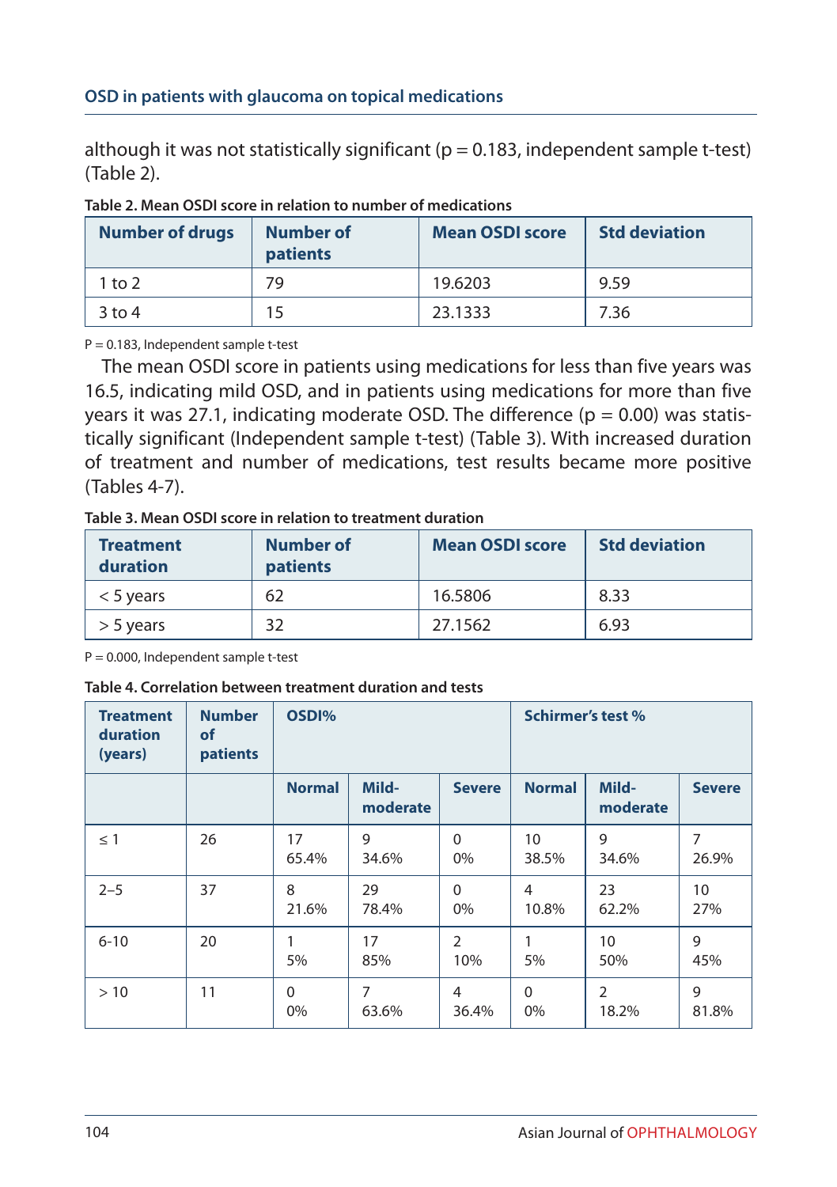although it was not statistically significant (p = 0.183, independent sample t-test) (Table 2).

**Table 2. Mean OSDI score in relation to number of medications**

| Number of drugs | Number of patients | Mean OSDI score | Std deviation |
|---|---|---|---|
| 1 to 2 | 79 | 19.6203 | 9.59 |
| 3 to 4 | 15 | 23.1333 | 7.36 |

P = 0.183, Independent sample t-test

The mean OSDI score in patients using medications for less than five years was 16.5, indicating mild OSD, and in patients using medications for more than five years it was 27.1, indicating moderate OSD. The difference (p = 0.00) was statistically significant (Independent sample t-test) (Table 3). With increased duration of treatment and number of medications, test results became more positive (Tables 4-7).

**Table 3. Mean OSDI score in relation to treatment duration**

| Treatment duration | Number of patients | Mean OSDI score | Std deviation |
|---|---|---|---|
| < 5 years | 62 | 16.5806 | 8.33 |
| > 5 years | 32 | 27.1562 | 6.93 |

P = 0.000, Independent sample t-test

**Table 4. Correlation between treatment duration and tests**

| Treatment duration (years) | Number of patients | OSDI% | | | Schirmer's test % | | |
|---|---|---|---|---|---|---|---|
| | | Normal | Mild-moderate | Severe | Normal | Mild-moderate | Severe |
| ≤ 1 | 26 | 17 65.4% | 9 34.6% | 0 0% | 10 38.5% | 9 34.6% | 7 26.9% |
| 2–5 | 37 | 8 21.6% | 29 78.4% | 0 0% | 4 10.8% | 23 62.2% | 10 27% |
| 6-10 | 20 | 1 5% | 17 85% | 2 10% | 1 5% | 10 50% | 9 45% |
| > 10 | 11 | 0 0% | 7 63.6% | 4 36.4% | 0 0% | 2 18.2% | 9 81.8% |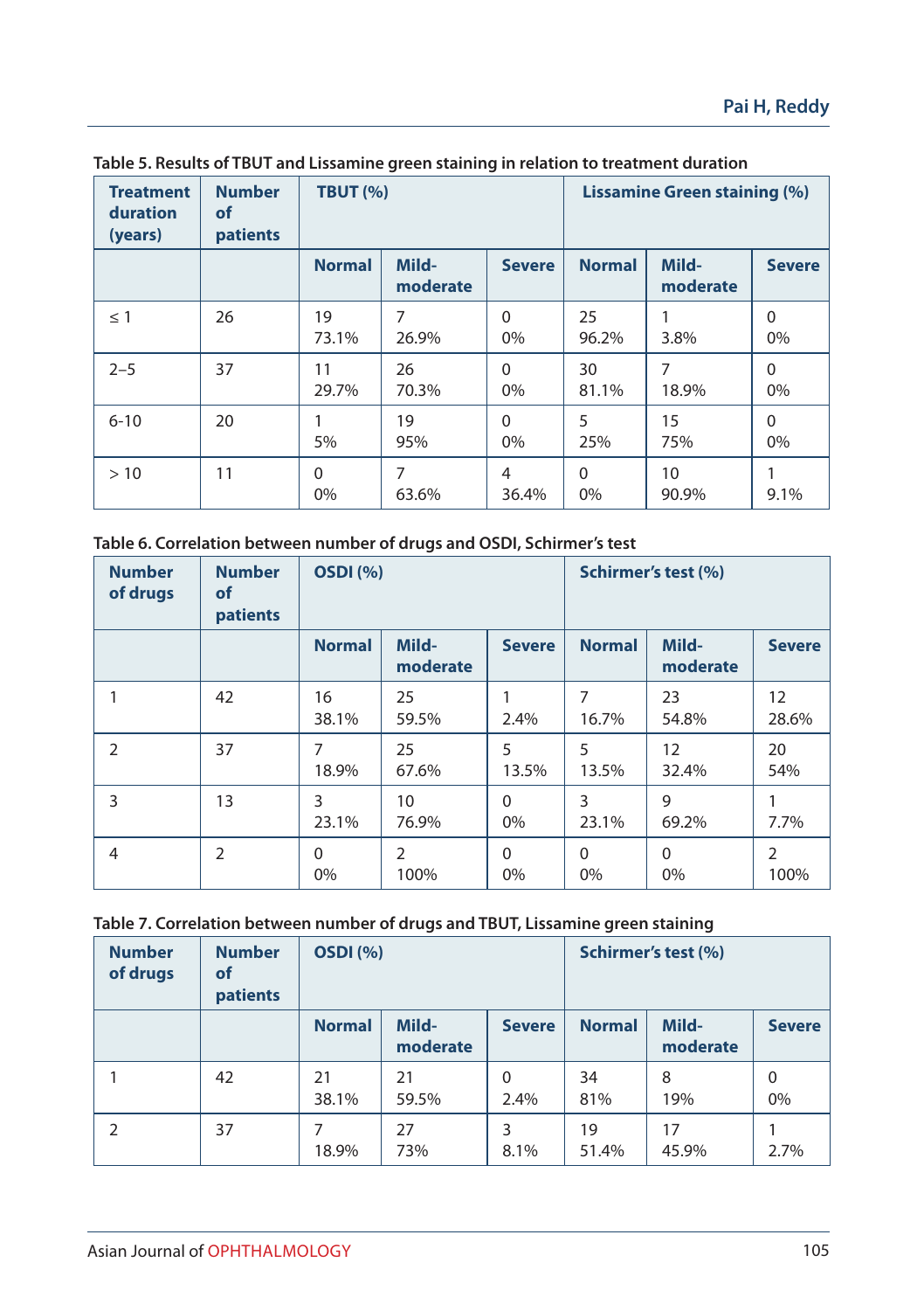**Table 5. Results of TBUT and Lissamine green staining in relation to treatment duration**

| Treatment duration (years) | Number of patients | TBUT (%) | | | Lissamine Green staining (%) | | |
|---|---|---|---|---|---|---|---|
| | | Normal | Mild-moderate | Severe | Normal | Mild-moderate | Severe |
| ≤ 1 | 26 | 19 73.1% | 7 26.9% | 0 0% | 25 96.2% | 1 3.8% | 0 0% |
| 2–5 | 37 | 11 29.7% | 26 70.3% | 0 0% | 30 81.1% | 7 18.9% | 0 0% |
| 6-10 | 20 | 1 5% | 19 95% | 0 0% | 5 25% | 15 75% | 0 0% |
| > 10 | 11 | 0 0% | 7 63.6% | 4 36.4% | 0 0% | 10 90.9% | 1 9.1% |

**Table 6. Correlation between number of drugs and OSDI, Schirmer's test**

| Number of drugs | Number of patients | OSDI (%) | | | Schirmer's test (%) | | |
|---|---|---|---|---|---|---|---|
| | | Normal | Mild-moderate | Severe | Normal | Mild-moderate | Severe |
| 1 | 42 | 16 38.1% | 25 59.5% | 1 2.4% | 7 16.7% | 23 54.8% | 12 28.6% |
| 2 | 37 | 7 18.9% | 25 67.6% | 5 13.5% | 5 13.5% | 12 32.4% | 20 54% |
| 3 | 13 | 3 23.1% | 10 76.9% | 0 0% | 3 23.1% | 9 69.2% | 1 7.7% |
| 4 | 2 | 0 0% | 2 100% | 0 0% | 0 0% | 0 0% | 2 100% |

**Table 7. Correlation between number of drugs and TBUT, Lissamine green staining**

| Number of drugs | Number of patients | OSDI (%) | | | Schirmer's test (%) | | |
|---|---|---|---|---|---|---|---|
| | | Normal | Mild-moderate | Severe | Normal | Mild-moderate | Severe |
| 1 | 42 | 21 38.1% | 21 59.5% | 0 2.4% | 34 81% | 8 19% | 0 0% |
| 2 | 37 | 7 18.9% | 27 73% | 3 8.1% | 19 51.4% | 17 45.9% | 1 2.7% |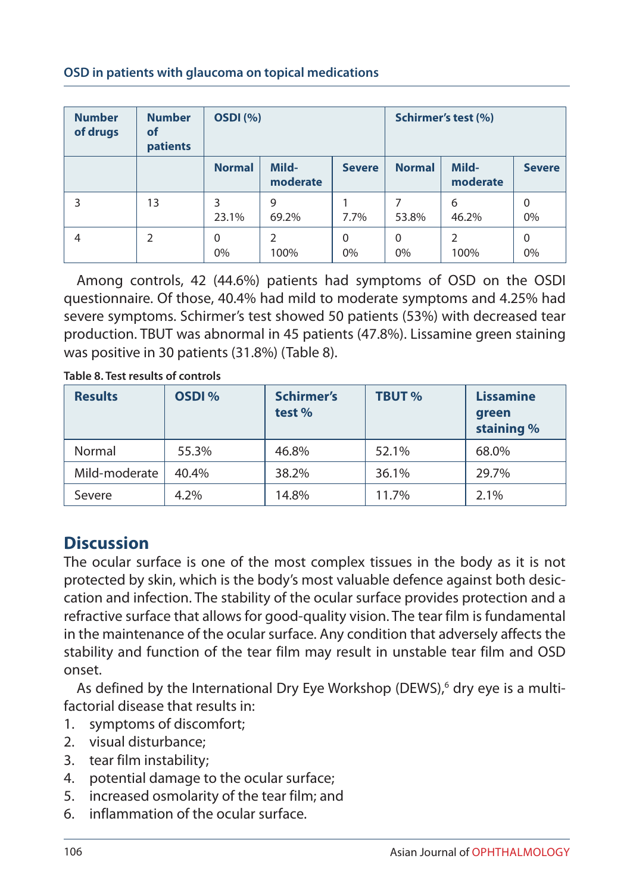| Number of drugs | Number of patients | OSDI (%) | | | Schirmer's test (%) | | |
|---|---|---|---|---|---|---|---|
| | | Normal | Mild-moderate | Severe | Normal | Mild-moderate | Severe |
| 3 | 13 | 3 23.1% | 9 69.2% | 1 7.7% | 7 53.8% | 6 46.2% | 0 0% |
| 4 | 2 | 0 0% | 2 100% | 0 0% | 0 0% | 2 100% | 0 0% |

Among controls, 42 (44.6%) patients had symptoms of OSD on the OSDI questionnaire. Of those, 40.4% had mild to moderate symptoms and 4.25% had severe symptoms. Schirmer's test showed 50 patients (53%) with decreased tear production. TBUT was abnormal in 45 patients (47.8%). Lissamine green staining was positive in 30 patients (31.8%) (Table 8).

**Table 8. Test results of controls**

| Results | OSDI % | Schirmer's test % | TBUT % | Lissamine green staining % |
|---|---|---|---|---|
| Normal | 55.3% | 46.8% | 52.1% | 68.0% |
| Mild-moderate | 40.4% | 38.2% | 36.1% | 29.7% |
| Severe | 4.2% | 14.8% | 11.7% | 2.1% |

## Discussion

The ocular surface is one of the most complex tissues in the body as it is not protected by skin, which is the body's most valuable defence against both desiccation and infection. The stability of the ocular surface provides protection and a refractive surface that allows for good-quality vision. The tear film is fundamental in the maintenance of the ocular surface. Any condition that adversely affects the stability and function of the tear film may result in unstable tear film and OSD onset.

As defined by the International Dry Eye Workshop (DEWS),[6] dry eye is a multifactorial disease that results in:

1. symptoms of discomfort;
2. visual disturbance;
3. tear film instability;
4. potential damage to the ocular surface;
5. increased osmolarity of the tear film; and
6. inflammation of the ocular surface.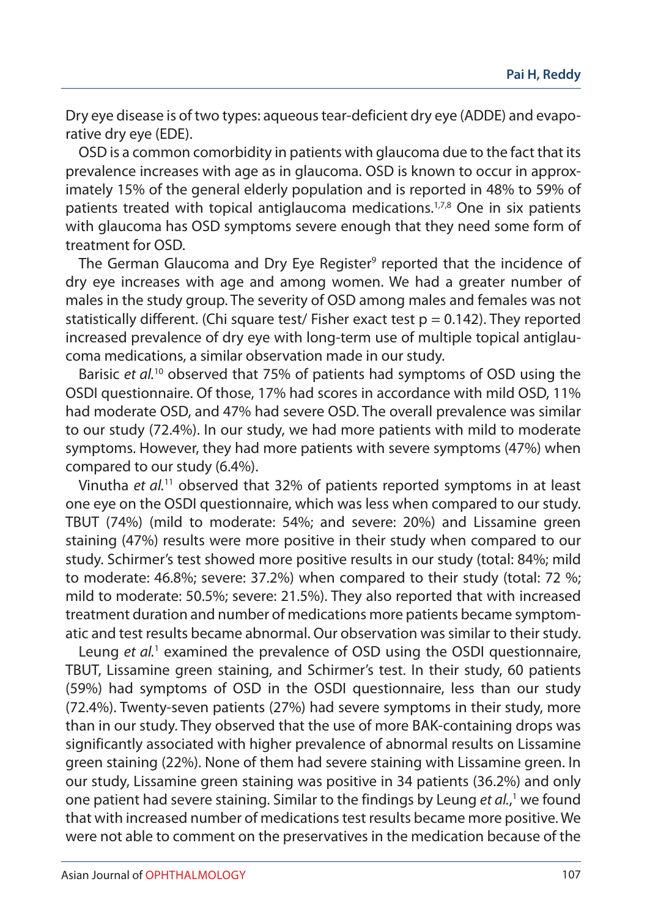Dry eye disease is of two types: aqueous tear-deficient dry eye (ADDE) and evaporative dry eye (EDE).

OSD is a common comorbidity in patients with glaucoma due to the fact that its prevalence increases with age as in glaucoma. OSD is known to occur in approximately 15% of the general elderly population and is reported in 48% to 59% of patients treated with topical antiglaucoma medications.[1,7,8] One in six patients with glaucoma has OSD symptoms severe enough that they need some form of treatment for OSD.

The German Glaucoma and Dry Eye Register[9] reported that the incidence of dry eye increases with age and among women. We had a greater number of males in the study group. The severity of OSD among males and females was not statistically different. (Chi square test/ Fisher exact test $p = 0.142$). They reported increased prevalence of dry eye with long-term use of multiple topical antiglaucoma medications, a similar observation made in our study.

Barisic *et al.*[10] observed that 75% of patients had symptoms of OSD using the OSDI questionnaire. Of those, 17% had scores in accordance with mild OSD, 11% had moderate OSD, and 47% had severe OSD. The overall prevalence was similar to our study (72.4%). In our study, we had more patients with mild to moderate symptoms. However, they had more patients with severe symptoms (47%) when compared to our study (6.4%).

Vinutha *et al.*[11] observed that 32% of patients reported symptoms in at least one eye on the OSDI questionnaire, which was less when compared to our study. TBUT (74%) (mild to moderate: 54%; and severe: 20%) and Lissamine green staining (47%) results were more positive in their study when compared to our study. Schirmer's test showed more positive results in our study (total: 84%; mild to moderate: 46.8%; severe: 37.2%) when compared to their study (total: 72 %; mild to moderate: 50.5%; severe: 21.5%). They also reported that with increased treatment duration and number of medications more patients became symptomatic and test results became abnormal. Our observation was similar to their study.

Leung *et al.*[1] examined the prevalence of OSD using the OSDI questionnaire, TBUT, Lissamine green staining, and Schirmer's test. In their study, 60 patients (59%) had symptoms of OSD in the OSDI questionnaire, less than our study (72.4%). Twenty-seven patients (27%) had severe symptoms in their study, more than in our study. They observed that the use of more BAK-containing drops was significantly associated with higher prevalence of abnormal results on Lissamine green staining (22%). None of them had severe staining with Lissamine green. In our study, Lissamine green staining was positive in 34 patients (36.2%) and only one patient had severe staining. Similar to the findings by Leung *et al.*,[1] we found that with increased number of medications test results became more positive. We were not able to comment on the preservatives in the medication because of the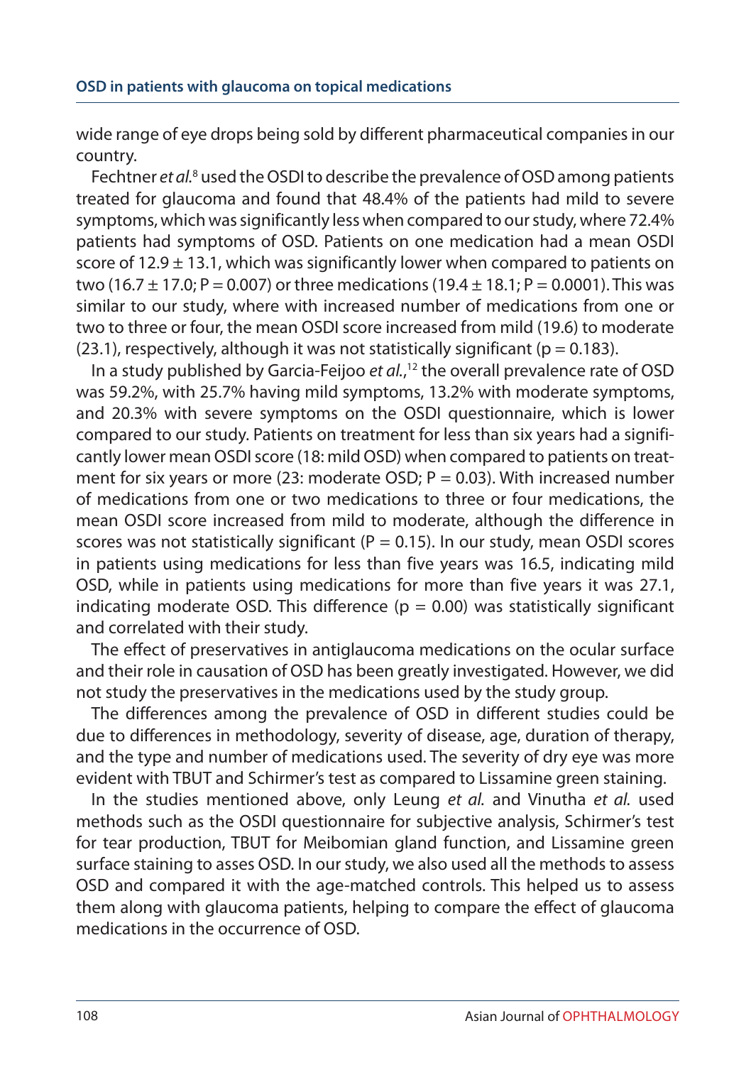wide range of eye drops being sold by different pharmaceutical companies in our country.

Fechtner *et al.*[8] used the OSDI to describe the prevalence of OSD among patients treated for glaucoma and found that 48.4% of the patients had mild to severe symptoms, which was significantly less when compared to our study, where 72.4% patients had symptoms of OSD. Patients on one medication had a mean OSDI score of 12.9 ± 13.1, which was significantly lower when compared to patients on two (16.7 ± 17.0; P = 0.007) or three medications (19.4 ± 18.1; P = 0.0001). This was similar to our study, where with increased number of medications from one or two to three or four, the mean OSDI score increased from mild (19.6) to moderate (23.1), respectively, although it was not statistically significant (p = 0.183).

In a study published by Garcia-Feijoo *et al.*,[12] the overall prevalence rate of OSD was 59.2%, with 25.7% having mild symptoms, 13.2% with moderate symptoms, and 20.3% with severe symptoms on the OSDI questionnaire, which is lower compared to our study. Patients on treatment for less than six years had a significantly lower mean OSDI score (18: mild OSD) when compared to patients on treatment for six years or more (23: moderate OSD; P = 0.03). With increased number of medications from one or two medications to three or four medications, the mean OSDI score increased from mild to moderate, although the difference in scores was not statistically significant (P = 0.15). In our study, mean OSDI scores in patients using medications for less than five years was 16.5, indicating mild OSD, while in patients using medications for more than five years it was 27.1, indicating moderate OSD. This difference (p = 0.00) was statistically significant and correlated with their study.

The effect of preservatives in antiglaucoma medications on the ocular surface and their role in causation of OSD has been greatly investigated. However, we did not study the preservatives in the medications used by the study group.

The differences among the prevalence of OSD in different studies could be due to differences in methodology, severity of disease, age, duration of therapy, and the type and number of medications used. The severity of dry eye was more evident with TBUT and Schirmer's test as compared to Lissamine green staining.

In the studies mentioned above, only Leung *et al.* and Vinutha *et al.* used methods such as the OSDI questionnaire for subjective analysis, Schirmer's test for tear production, TBUT for Meibomian gland function, and Lissamine green surface staining to asses OSD. In our study, we also used all the methods to assess OSD and compared it with the age-matched controls. This helped us to assess them along with glaucoma patients, helping to compare the effect of glaucoma medications in the occurrence of OSD.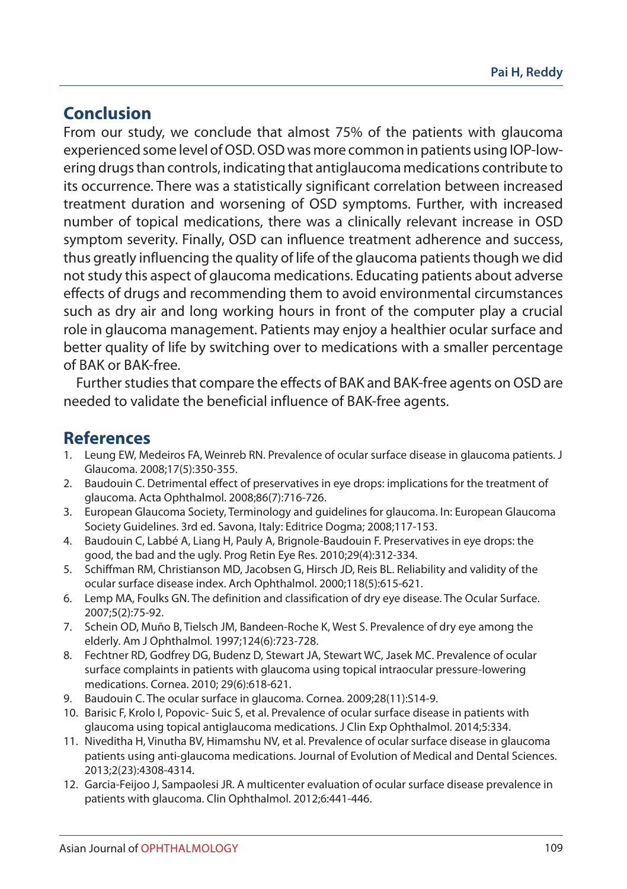## Conclusion

From our study, we conclude that almost 75% of the patients with glaucoma experienced some level of OSD. OSD was more common in patients using IOP-lowering drugs than controls, indicating that antiglaucoma medications contribute to its occurrence. There was a statistically significant correlation between increased treatment duration and worsening of OSD symptoms. Further, with increased number of topical medications, there was a clinically relevant increase in OSD symptom severity. Finally, OSD can influence treatment adherence and success, thus greatly influencing the quality of life of the glaucoma patients though we did not study this aspect of glaucoma medications. Educating patients about adverse effects of drugs and recommending them to avoid environmental circumstances such as dry air and long working hours in front of the computer play a crucial role in glaucoma management. Patients may enjoy a healthier ocular surface and better quality of life by switching over to medications with a smaller percentage of BAK or BAK-free.

Further studies that compare the effects of BAK and BAK-free agents on OSD are needed to validate the beneficial influence of BAK-free agents.

## References

1. Leung EW, Medeiros FA, Weinreb RN. Prevalence of ocular surface disease in glaucoma patients. J Glaucoma. 2008;17(5):350-355.
2. Baudouin C. Detrimental effect of preservatives in eye drops: implications for the treatment of glaucoma. Acta Ophthalmol. 2008;86(7):716-726.
3. European Glaucoma Society, Terminology and guidelines for glaucoma. In: European Glaucoma Society Guidelines. 3rd ed. Savona, Italy: Editrice Dogma; 2008;117-153.
4. Baudouin C, Labbé A, Liang H, Pauly A, Brignole-Baudouin F. Preservatives in eye drops: the good, the bad and the ugly. Prog Retin Eye Res. 2010;29(4):312-334.
5. Schiffman RM, Christianson MD, Jacobsen G, Hirsch JD, Reis BL. Reliability and validity of the ocular surface disease index. Arch Ophthalmol. 2000;118(5):615-621.
6. Lemp MA, Foulks GN. The definition and classification of dry eye disease. The Ocular Surface. 2007;5(2):75-92.
7. Schein OD, Muño B, Tielsch JM, Bandeen-Roche K, West S. Prevalence of dry eye among the elderly. Am J Ophthalmol. 1997;124(6):723-728.
8. Fechtner RD, Godfrey DG, Budenz D, Stewart JA, Stewart WC, Jasek MC. Prevalence of ocular surface complaints in patients with glaucoma using topical intraocular pressure-lowering medications. Cornea. 2010; 29(6):618-621.
9. Baudouin C. The ocular surface in glaucoma. Cornea. 2009;28(11):S14-9.
10. Barisic F, Krolo I, Popovic- Suic S, et al. Prevalence of ocular surface disease in patients with glaucoma using topical antiglaucoma medications. J Clin Exp Ophthalmol. 2014;5:334.
11. Niveditha H, Vinutha BV, Himamshu NV, et al. Prevalence of ocular surface disease in glaucoma patients using anti-glaucoma medications. Journal of Evolution of Medical and Dental Sciences. 2013;2(23):4308-4314.
12. Garcia-Feijoo J, Sampaolesi JR. A multicenter evaluation of ocular surface disease prevalence in patients with glaucoma. Clin Ophthalmol. 2012;6:441-446.